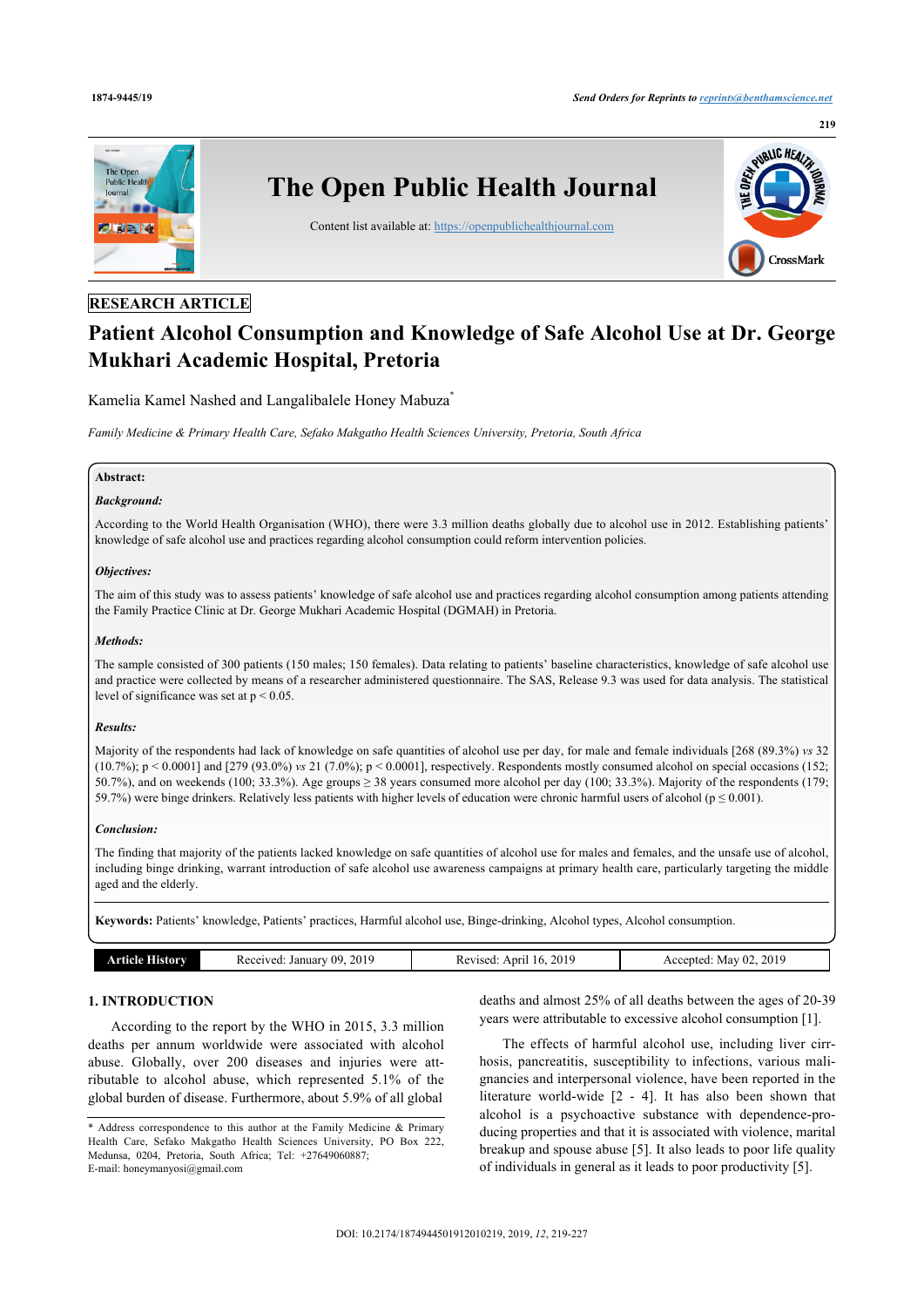RESEARCH ARTICLE

# Patient Alcohol Consumption and Knowledge of Safe Alcohol Use at Dr. George Mukhari Academic Hospital, Pretoria

Kamelia Kamel Nashed and Langalibalele Honey Mabuza*

*Family Medicine & Primary Health Care, Sefako Makgatho Health Sciences University, Pretoria, South Africa*

**Abstract:**

***Background:***

According to the World Health Organisation (WHO), there were 3.3 million deaths globally due to alcohol use in 2012. Establishing patients' knowledge of safe alcohol use and practices regarding alcohol consumption could reform intervention policies.

***Objectives:***

The aim of this study was to assess patients' knowledge of safe alcohol use and practices regarding alcohol consumption among patients attending the Family Practice Clinic at Dr. George Mukhari Academic Hospital (DGMAH) in Pretoria.

***Methods:***

The sample consisted of 300 patients (150 males; 150 females). Data relating to patients' baseline characteristics, knowledge of safe alcohol use and practice were collected by means of a researcher administered questionnaire. The SAS, Release 9.3 was used for data analysis. The statistical level of significance was set at $p < 0.05$.

***Results:***

Majority of the respondents had lack of knowledge on safe quantities of alcohol use per day, for male and female individuals [268 (89.3%) *vs* 32 (10.7%); $p < 0.0001$] and [279 (93.0%) *vs* 21 (7.0%); $p < 0.0001$], respectively. Respondents mostly consumed alcohol on special occasions (152; 50.7%), and on weekends (100; 33.3%). Age groups ≥ 38 years consumed more alcohol per day (100; 33.3%). Majority of the respondents (179; 59.7%) were binge drinkers. Relatively less patients with higher levels of education were chronic harmful users of alcohol ($p \leq 0.001$).

***Conclusion:***

The finding that majority of the patients lacked knowledge on safe quantities of alcohol use for males and females, and the unsafe use of alcohol, including binge drinking, warrant introduction of safe alcohol use awareness campaigns at primary health care, particularly targeting the middle aged and the elderly.

**Keywords:** Patients' knowledge, Patients' practices, Harmful alcohol use, Binge-drinking, Alcohol types, Alcohol consumption.

| Article History | Received: January 09, 2019 | Revised: April 16, 2019 | Accepted: May 02, 2019 |
|---|---|---|---|

## 1. INTRODUCTION

According to the report by the WHO in 2015, 3.3 million deaths per annum worldwide were associated with alcohol abuse. Globally, over 200 diseases and injuries were attributable to alcohol abuse, which represented 5.1% of the global burden of disease. Furthermore, about 5.9% of all global deaths and almost 25% of all deaths between the ages of 20-39 years were attributable to excessive alcohol consumption [1].

The effects of harmful alcohol use, including liver cirrhosis, pancreatitis, susceptibility to infections, various malignancies and interpersonal violence, have been reported in the literature world-wide [2 - 4]. It has also been shown that alcohol is a psychoactive substance with dependence-producing properties and that it is associated with violence, marital breakup and spouse abuse [5]. It also leads to poor life quality of individuals in general as it leads to poor productivity [5].

* Address correspondence to this author at the Family Medicine & Primary Health Care, Sefako Makgatho Health Sciences University, PO Box 222, Medunsa, 0204, Pretoria, South Africa; Tel: +27649060887; E-mail: honeymanyosi@gmail.com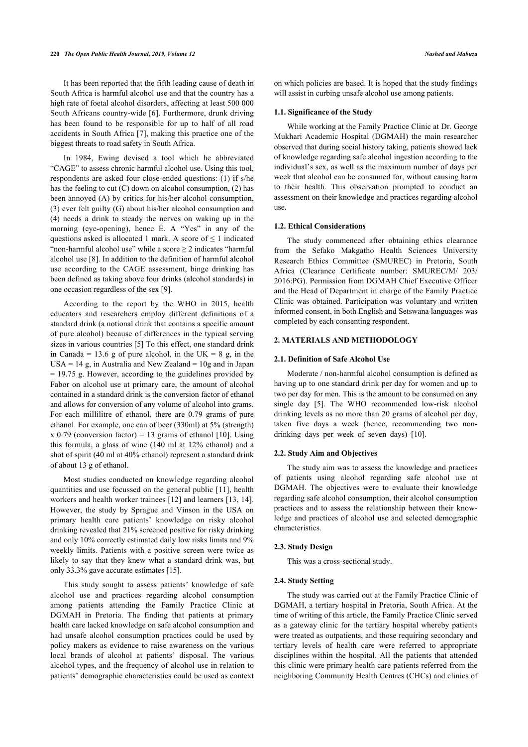It has been reported that the fifth leading cause of death in South Africa is harmful alcohol use and that the country has a high rate of foetal alcohol disorders, affecting at least 500 000 South Africans country-wide [6]. Furthermore, drunk driving has been found to be responsible for up to half of all road accidents in South Africa [7], making this practice one of the biggest threats to road safety in South Africa.

In 1984, Ewing devised a tool which he abbreviated "CAGE" to assess chronic harmful alcohol use. Using this tool, respondents are asked four close-ended questions: (1) if s/he has the feeling to cut (C) down on alcohol consumption, (2) has been annoyed (A) by critics for his/her alcohol consumption, (3) ever felt guilty (G) about his/her alcohol consumption and (4) needs a drink to steady the nerves on waking up in the morning (eye-opening), hence E. A "Yes" in any of the questions asked is allocated 1 mark. A score of ≤ 1 indicated "non-harmful alcohol use" while a score ≥ 2 indicates "harmful alcohol use [8]. In addition to the definition of harmful alcohol use according to the CAGE assessment, binge drinking has been defined as taking above four drinks (alcohol standards) in one occasion regardless of the sex [9].

According to the report by the WHO in 2015, health educators and researchers employ different definitions of a standard drink (a notional drink that contains a specific amount of pure alcohol) because of differences in the typical serving sizes in various countries [5] To this effect, one standard drink in Canada = 13.6 g of pure alcohol, in the UK = 8 g, in the USA = 14 g, in Australia and New Zealand = 10g and in Japan = 19.75 g. However, according to the guidelines provided by Fabor on alcohol use at primary care, the amount of alcohol contained in a standard drink is the conversion factor of ethanol and allows for conversion of any volume of alcohol into grams. For each millilitre of ethanol, there are 0.79 grams of pure ethanol. For example, one can of beer (330ml) at 5% (strength) x 0.79 (conversion factor) = 13 grams of ethanol [10]. Using this formula, a glass of wine (140 ml at 12% ethanol) and a shot of spirit (40 ml at 40% ethanol) represent a standard drink of about 13 g of ethanol.

Most studies conducted on knowledge regarding alcohol quantities and use focussed on the general public [11], health workers and health worker trainees [12] and learners [13, 14]. However, the study by Sprague and Vinson in the USA on primary health care patients' knowledge on risky alcohol drinking revealed that 21% screened positive for risky drinking and only 10% correctly estimated daily low risks limits and 9% weekly limits. Patients with a positive screen were twice as likely to say that they knew what a standard drink was, but only 33.3% gave accurate estimates [15].

This study sought to assess patients' knowledge of safe alcohol use and practices regarding alcohol consumption among patients attending the Family Practice Clinic at DGMAH in Pretoria. The finding that patients at primary health care lacked knowledge on safe alcohol consumption and had unsafe alcohol consumption practices could be used by policy makers as evidence to raise awareness on the various local brands of alcohol at patients' disposal. The various alcohol types, and the frequency of alcohol use in relation to patients' demographic characteristics could be used as context on which policies are based. It is hoped that the study findings will assist in curbing unsafe alcohol use among patients.

### 1.1. Significance of the Study

While working at the Family Practice Clinic at Dr. George Mukhari Academic Hospital (DGMAH) the main researcher observed that during social history taking, patients showed lack of knowledge regarding safe alcohol ingestion according to the individual's sex, as well as the maximum number of days per week that alcohol can be consumed for, without causing harm to their health. This observation prompted to conduct an assessment on their knowledge and practices regarding alcohol use.

### 1.2. Ethical Considerations

The study commenced after obtaining ethics clearance from the Sefako Makgatho Health Sciences University Research Ethics Committee (SMUREC) in Pretoria, South Africa (Clearance Certificate number: SMUREC/M/ 203/ 2016:PG). Permission from DGMAH Chief Executive Officer and the Head of Department in charge of the Family Practice Clinic was obtained. Participation was voluntary and written informed consent, in both English and Setswana languages was completed by each consenting respondent.

## 2. MATERIALS AND METHODOLOGY

### 2.1. Definition of Safe Alcohol Use

Moderate / non-harmful alcohol consumption is defined as having up to one standard drink per day for women and up to two per day for men. This is the amount to be consumed on any single day [5]. The WHO recommended low-risk alcohol drinking levels as no more than 20 grams of alcohol per day, taken five days a week (hence, recommending two non-drinking days per week of seven days) [10].

### 2.2. Study Aim and Objectives

The study aim was to assess the knowledge and practices of patients using alcohol regarding safe alcohol use at DGMAH. The objectives were to evaluate their knowledge regarding safe alcohol consumption, their alcohol consumption practices and to assess the relationship between their knowledge and practices of alcohol use and selected demographic characteristics.

### 2.3. Study Design

This was a cross-sectional study.

### 2.4. Study Setting

The study was carried out at the Family Practice Clinic of DGMAH, a tertiary hospital in Pretoria, South Africa. At the time of writing of this article, the Family Practice Clinic served as a gateway clinic for the tertiary hospital whereby patients were treated as outpatients, and those requiring secondary and tertiary levels of health care were referred to appropriate disciplines within the hospital. All the patients that attended this clinic were primary health care patients referred from the neighboring Community Health Centres (CHCs) and clinics of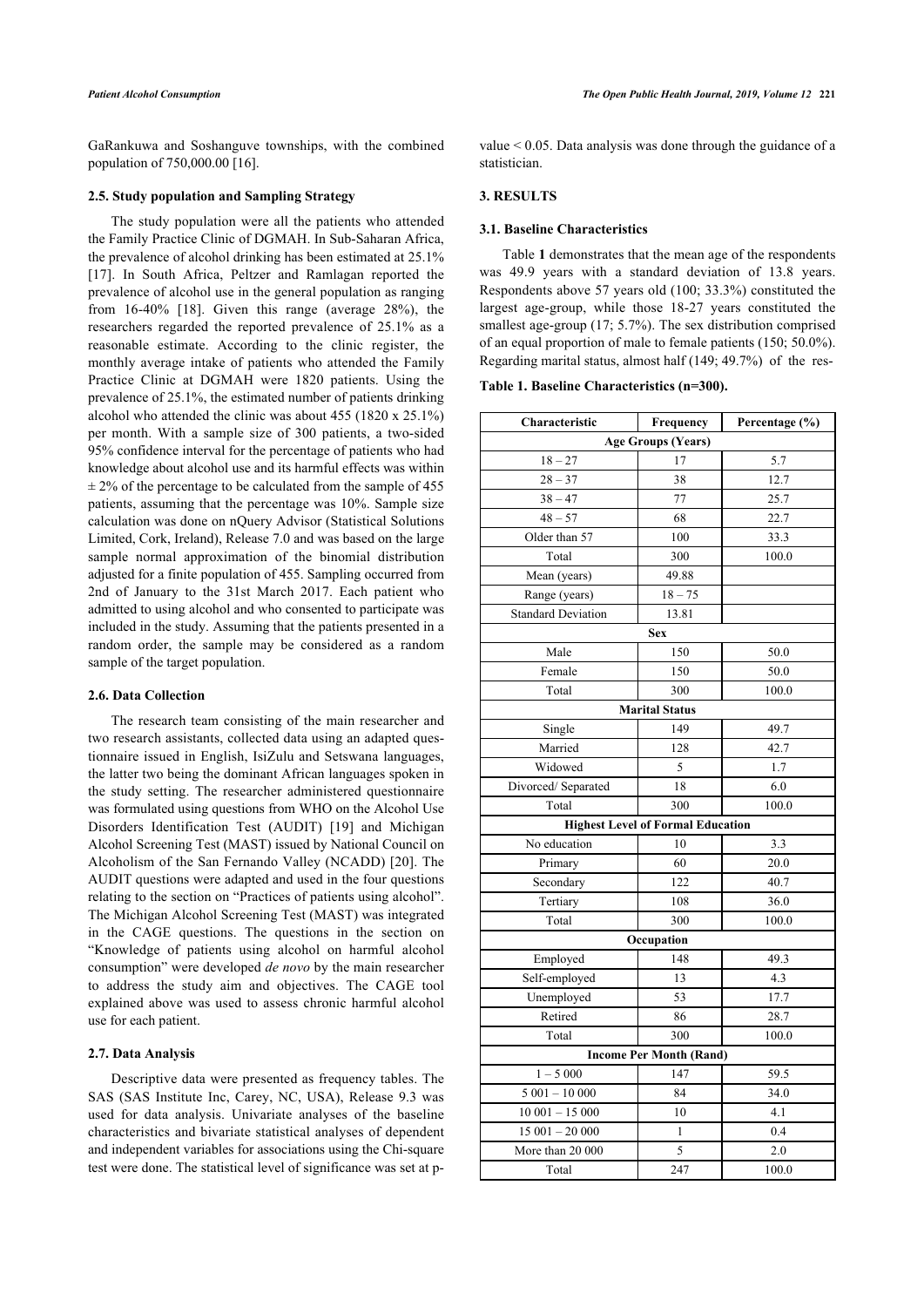GaRankuwa and Soshanguve townships, with the combined population of 750,000.00 [16].

### 2.5. Study population and Sampling Strategy

The study population were all the patients who attended the Family Practice Clinic of DGMAH. In Sub-Saharan Africa, the prevalence of alcohol drinking has been estimated at 25.1% [17]. In South Africa, Peltzer and Ramlagan reported the prevalence of alcohol use in the general population as ranging from 16-40% [18]. Given this range (average 28%), the researchers regarded the reported prevalence of 25.1% as a reasonable estimate. According to the clinic register, the monthly average intake of patients who attended the Family Practice Clinic at DGMAH were 1820 patients. Using the prevalence of 25.1%, the estimated number of patients drinking alcohol who attended the clinic was about 455 (1820 x 25.1%) per month. With a sample size of 300 patients, a two-sided 95% confidence interval for the percentage of patients who had knowledge about alcohol use and its harmful effects was within ± 2% of the percentage to be calculated from the sample of 455 patients, assuming that the percentage was 10%. Sample size calculation was done on nQuery Advisor (Statistical Solutions Limited, Cork, Ireland), Release 7.0 and was based on the large sample normal approximation of the binomial distribution adjusted for a finite population of 455. Sampling occurred from 2nd of January to the 31st March 2017. Each patient who admitted to using alcohol and who consented to participate was included in the study. Assuming that the patients presented in a random order, the sample may be considered as a random sample of the target population.

### 2.6. Data Collection

The research team consisting of the main researcher and two research assistants, collected data using an adapted questionnaire issued in English, IsiZulu and Setswana languages, the latter two being the dominant African languages spoken in the study setting. The researcher administered questionnaire was formulated using questions from WHO on the Alcohol Use Disorders Identification Test (AUDIT) [19] and Michigan Alcohol Screening Test (MAST) issued by National Council on Alcoholism of the San Fernando Valley (NCADD) [20]. The AUDIT questions were adapted and used in the four questions relating to the section on "Practices of patients using alcohol". The Michigan Alcohol Screening Test (MAST) was integrated in the CAGE questions. The questions in the section on "Knowledge of patients using alcohol on harmful alcohol consumption" were developed *de novo* by the main researcher to address the study aim and objectives. The CAGE tool explained above was used to assess chronic harmful alcohol use for each patient.

### 2.7. Data Analysis

Descriptive data were presented as frequency tables. The SAS (SAS Institute Inc, Carey, NC, USA), Release 9.3 was used for data analysis. Univariate analyses of the baseline characteristics and bivariate statistical analyses of dependent and independent variables for associations using the Chi-square test were done. The statistical level of significance was set at p-value < 0.05. Data analysis was done through the guidance of a statistician.

## 3. RESULTS

### 3.1. Baseline Characteristics

Table **1** demonstrates that the mean age of the respondents was 49.9 years with a standard deviation of 13.8 years. Respondents above 57 years old (100; 33.3%) constituted the largest age-group, while those 18-27 years constituted the smallest age-group (17; 5.7%). The sex distribution comprised of an equal proportion of male to female patients (150; 50.0%). Regarding marital status, almost half (149; 49.7%) of the res-

**Table 1. Baseline Characteristics (n=300).**

| Characteristic | Frequency | Percentage (%) |
|---|---|---|
| **Age Groups (Years)** | | |
| 18 – 27 | 17 | 5.7 |
| 28 – 37 | 38 | 12.7 |
| 38 – 47 | 77 | 25.7 |
| 48 – 57 | 68 | 22.7 |
| Older than 57 | 100 | 33.3 |
| Total | 300 | 100.0 |
| Mean (years) | 49.88 | |
| Range (years) | 18 – 75 | |
| Standard Deviation | 13.81 | |
| **Sex** | | |
| Male | 150 | 50.0 |
| Female | 150 | 50.0 |
| Total | 300 | 100.0 |
| **Marital Status** | | |
| Single | 149 | 49.7 |
| Married | 128 | 42.7 |
| Widowed | 5 | 1.7 |
| Divorced/ Separated | 18 | 6.0 |
| Total | 300 | 100.0 |
| **Highest Level of Formal Education** | | |
| No education | 10 | 3.3 |
| Primary | 60 | 20.0 |
| Secondary | 122 | 40.7 |
| Tertiary | 108 | 36.0 |
| Total | 300 | 100.0 |
| **Occupation** | | |
| Employed | 148 | 49.3 |
| Self-employed | 13 | 4.3 |
| Unemployed | 53 | 17.7 |
| Retired | 86 | 28.7 |
| Total | 300 | 100.0 |
| **Income Per Month (Rand)** | | |
| 1 – 5 000 | 147 | 59.5 |
| 5 001 – 10 000 | 84 | 34.0 |
| 10 001 – 15 000 | 10 | 4.1 |
| 15 001 – 20 000 | 1 | 0.4 |
| More than 20 000 | 5 | 2.0 |
| Total | 247 | 100.0 |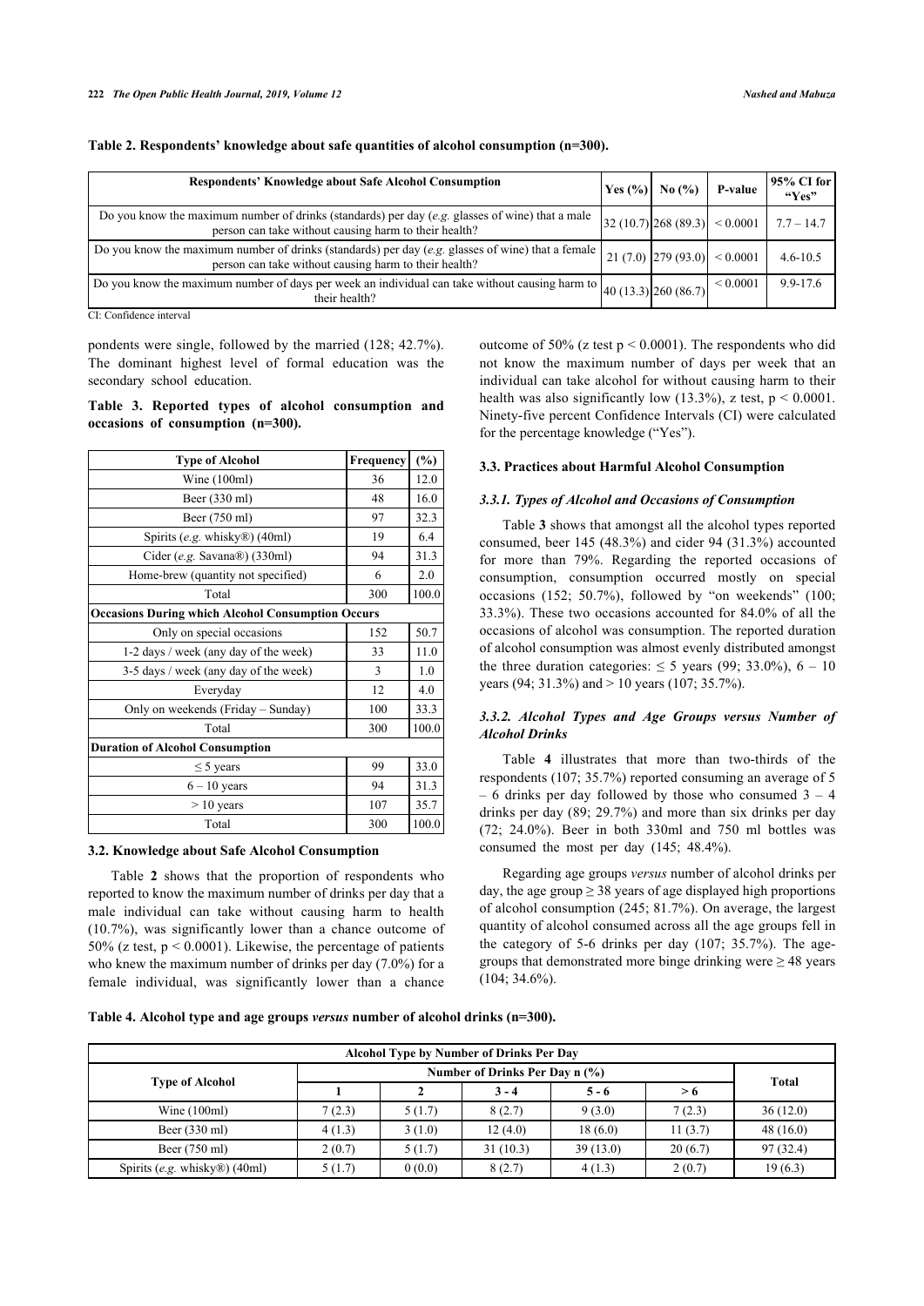**Table 2. Respondents' knowledge about safe quantities of alcohol consumption (n=300).**

| Respondents' Knowledge about Safe Alcohol Consumption | Yes (%) | No (%) | P-value | 95% CI for "Yes" |
|---|---|---|---|---|
| Do you know the maximum number of drinks (standards) per day (*e.g.* glasses of wine) that a male person can take without causing harm to their health? | 32 (10.7) | 268 (89.3) | < 0.0001 | 7.7 – 14.7 |
| Do you know the maximum number of drinks (standards) per day (*e.g.* glasses of wine) that a female person can take without causing harm to their health? | 21 (7.0) | 279 (93.0) | < 0.0001 | 4.6-10.5 |
| Do you know the maximum number of days per week an individual can take without causing harm to their health? | 40 (13.3) | 260 (86.7) | < 0.0001 | 9.9-17.6 |

CI: Confidence interval

pondents were single, followed by the married (128; 42.7%). The dominant highest level of formal education was the secondary school education.

**Table 3. Reported types of alcohol consumption and occasions of consumption (n=300).**

| Type of Alcohol | Frequency | (%) |
|---|---|---|
| Wine (100ml) | 36 | 12.0 |
| Beer (330 ml) | 48 | 16.0 |
| Beer (750 ml) | 97 | 32.3 |
| Spirits (*e.g.* whisky®) (40ml) | 19 | 6.4 |
| Cider (*e.g.* Savana®) (330ml) | 94 | 31.3 |
| Home-brew (quantity not specified) | 6 | 2.0 |
| Total | 300 | 100.0 |
| **Occasions During which Alcohol Consumption Occurs** | | |
| Only on special occasions | 152 | 50.7 |
| 1-2 days / week (any day of the week) | 33 | 11.0 |
| 3-5 days / week (any day of the week) | 3 | 1.0 |
| Everyday | 12 | 4.0 |
| Only on weekends (Friday – Sunday) | 100 | 33.3 |
| Total | 300 | 100.0 |
| **Duration of Alcohol Consumption** | | |
| ≤ 5 years | 99 | 33.0 |
| 6 – 10 years | 94 | 31.3 |
| > 10 years | 107 | 35.7 |
| Total | 300 | 100.0 |

### 3.2. Knowledge about Safe Alcohol Consumption

Table **2** shows that the proportion of respondents who reported to know the maximum number of drinks per day that a male individual can take without causing harm to health (10.7%), was significantly lower than a chance outcome of 50% (z test, $p < 0.0001$). Likewise, the percentage of patients who knew the maximum number of drinks per day (7.0%) for a female individual, was significantly lower than a chance outcome of 50% (z test $p < 0.0001$). The respondents who did not know the maximum number of days per week that an individual can take alcohol for without causing harm to their health was also significantly low (13.3%), z test, $p < 0.0001$. Ninety-five percent Confidence Intervals (CI) were calculated for the percentage knowledge ("Yes").

### 3.3. Practices about Harmful Alcohol Consumption

#### *3.3.1. Types of Alcohol and Occasions of Consumption*

Table **3** shows that amongst all the alcohol types reported consumed, beer 145 (48.3%) and cider 94 (31.3%) accounted for more than 79%. Regarding the reported occasions of consumption, consumption occurred mostly on special occasions (152; 50.7%), followed by "on weekends" (100; 33.3%). These two occasions accounted for 84.0% of all the occasions of alcohol was consumption. The reported duration of alcohol consumption was almost evenly distributed amongst the three duration categories: ≤ 5 years (99; 33.0%), 6 – 10 years (94; 31.3%) and > 10 years (107; 35.7%).

#### *3.3.2. Alcohol Types and Age Groups versus Number of Alcohol Drinks*

Table **4** illustrates that more than two-thirds of the respondents (107; 35.7%) reported consuming an average of 5 – 6 drinks per day followed by those who consumed 3 – 4 drinks per day (89; 29.7%) and more than six drinks per day (72; 24.0%). Beer in both 330ml and 750 ml bottles was consumed the most per day (145; 48.4%).

Regarding age groups *versus* number of alcohol drinks per day, the age group ≥ 38 years of age displayed high proportions of alcohol consumption (245; 81.7%). On average, the largest quantity of alcohol consumed across all the age groups fell in the category of 5-6 drinks per day (107; 35.7%). The age-groups that demonstrated more binge drinking were ≥ 48 years (104; 34.6%).

**Table 4. Alcohol type and age groups *versus* number of alcohol drinks (n=300).**

| Alcohol Type by Number of Drinks Per Day | | | | | | |
|---|---|---|---|---|---|---|
| Type of Alcohol | Number of Drinks Per Day n (%) | | | | | Total |
| | 1 | 2 | 3 - 4 | 5 - 6 | > 6 | |
| Wine (100ml) | 7 (2.3) | 5 (1.7) | 8 (2.7) | 9 (3.0) | 7 (2.3) | 36 (12.0) |
| Beer (330 ml) | 4 (1.3) | 3 (1.0) | 12 (4.0) | 18 (6.0) | 11 (3.7) | 48 (16.0) |
| Beer (750 ml) | 2 (0.7) | 5 (1.7) | 31 (10.3) | 39 (13.0) | 20 (6.7) | 97 (32.4) |
| Spirits (*e.g.* whisky®) (40ml) | 5 (1.7) | 0 (0.0) | 8 (2.7) | 4 (1.3) | 2 (0.7) | 19 (6.3) |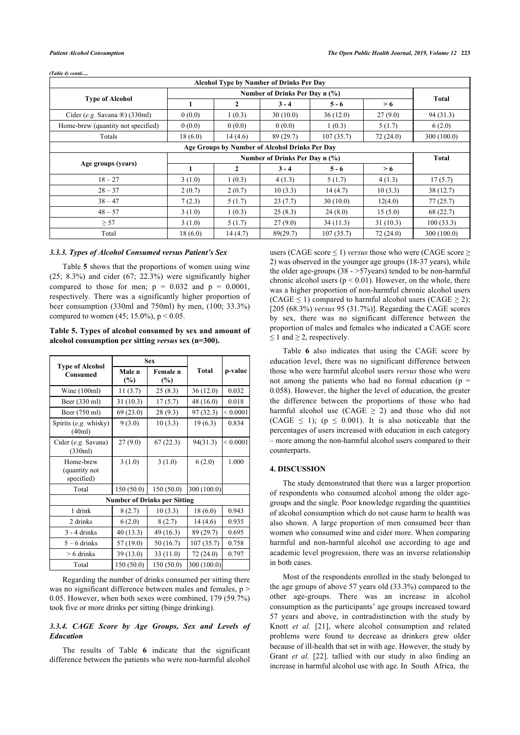*(Table 4) contd.....*

| Alcohol Type by Number of Drinks Per Day | | | | | | |
|---|---|---|---|---|---|---|
| **Type of Alcohol** | **Number of Drinks Per Day n (%)** | | | | | **Total** |
| | **1** | **2** | **3 - 4** | **5 - 6** | **> 6** | |
| Cider (*e.g.* Savana ®) (330ml) | 0 (0.0) | 1 (0.3) | 30 (10.0) | 36 (12.0) | 27 (9.0) | 94 (31.3) |
| Home-brew (quantity not specified) | 0 (0.0) | 0 (0.0) | 0 (0.0) | 1 (0.3) | 5 (1.7) | 6 (2.0) |
| Totals | 18 (6.0) | 14 (4.6) | 89 (29.7) | 107 (35.7) | 72 (24.0) | 300 (100.0) |
| **Age Groups by Number of Alcohol Drinks Per Day** | | | | | | |
| **Age groups (years)** | **Number of Drinks Per Day n (%)** | | | | | **Total** |
| | **1** | **2** | **3 - 4** | **5 - 6** | **> 6** | |
| 18 – 27 | 3 (1.0) | 1 (0.3) | 4 (1.3) | 5 (1.7) | 4 (1.3) | 17 (5.7) |
| 28 – 37 | 2 (0.7) | 2 (0.7) | 10 (3.3) | 14 (4.7) | 10 (3.3) | 38 (12.7) |
| 38 – 47 | 7 (2.3) | 5 (1.7) | 23 (7.7) | 30 (10.0) | 12(4.0) | 77 (25.7) |
| 48 – 57 | 3 (1.0) | 1 (0.3) | 25 (8.3) | 24 (8.0) | 15 (5.0) | 68 (22.7) |
| ≥ 57 | 3 (1.0) | 5 (1.7) | 27 (9.0) | 34 (11.3) | 31 (10.3) | 100 (33.3) |
| Total | 18 (6.0) | 14 (4.7) | 89(29.7) | 107 (35.7) | 72 (24.0) | 300 (100.0) |

### 3.3.3. Types of Alcohol Consumed versus Patient's Sex

Table **5** shows that the proportions of women using wine (25; 8.3%) and cider (67; 22.3%) were significantly higher compared to those for men; p = 0.032 and p = 0.0001, respectively. There was a significantly higher proportion of beer consumption (330ml and 750ml) by men, (100; 33.3%) compared to women (45; 15.0%), $p < 0.05$.

**Table 5. Types of alcohol consumed by sex and amount of alcohol consumption per sitting *versus* sex (n=300).**

| Type of Alcohol Consumed | Sex | | Total | p-value |
|---|---|---|---|---|
| | Male n (%) | Female n (%) | | |
| Wine (100ml) | 11 (3.7) | 25 (8.3) | 36 (12.0) | 0.032 |
| Beer (330 ml) | 31 (10.3) | 17 (5.7) | 48 (16.0) | 0.018 |
| Beer (750 ml) | 69 (23.0) | 28 (9.3) | 97 (32.3) | < 0.0001 |
| Spirits (*e.g.* whisky) (40ml) | 9 (3.0) | 10 (3.3) | 19 (6.3) | 0.834 |
| Cider (*e.g.* Savana) (330ml) | 27 (9.0) | 67 (22.3) | 94(31.3) | < 0.0001 |
| Home-brew (quantity not specified) | 3 (1.0) | 3 (1.0) | 6 (2.0) | 1.000 |
| Total | 150 (50.0) | 150 (50.0) | 300 (100.0) | |
| **Number of Drinks per Sitting** | | | | |
| 1 drink | 8 (2.7) | 10 (3.3) | 18 (6.0) | 0.943 |
| 2 drinks | 6 (2.0) | 8 (2.7) | 14 (4.6) | 0.935 |
| 3 - 4 drinks | 40 (13.3) | 49 (16.3) | 89 (29.7) | 0.695 |
| 5 – 6 drinks | 57 (19.0) | 50 (16.7) | 107 (35.7) | 0.758 |
| > 6 drinks | 39 (13.0) | 33 (11.0) | 72 (24.0) | 0.797 |
| Total | 150 (50.0) | 150 (50.0) | 300 (100.0) | |

Regarding the number of drinks consumed per sitting there was no significant difference between males and females, $p > 0.05$. However, when both sexes were combined, 179 (59.7%) took five or more drinks per sitting (binge drinking).

### 3.3.4. CAGE Score by Age Groups, Sex and Levels of Education

The results of Table **6** indicate that the significant difference between the patients who were non-harmful alcohol users (CAGE score ≤ 1) *versus* those who were (CAGE score ≥ 2) was observed in the younger age groups (18-37 years), while the older age-groups (38 - >57years) tended to be non-harmful chronic alcohol users ($p < 0.01$). However, on the whole, there was a higher proportion of non-harmful chronic alcohol users (CAGE ≤ 1) compared to harmful alcohol users (CAGE ≥ 2); [205 (68.3%) *versus* 95 (31.7%)]. Regarding the CAGE scores by sex, there was no significant difference between the proportion of males and females who indicated a CAGE score ≤ 1 and ≥ 2, respectively.

Table **6** also indicates that using the CAGE score by education level, there was no significant difference between those who were harmful alcohol users *versus* those who were not among the patients who had no formal education (p = 0.058). However, the higher the level of education, the greater the difference between the proportions of those who had harmful alcohol use (CAGE ≥ 2) and those who did not (CAGE ≤ 1); ($p \leq 0.001$). It is also noticeable that the percentages of users increased with education in each category – more among the non-harmful alcohol users compared to their counterparts.

## 4. DISCUSSION

The study demonstrated that there was a larger proportion of respondents who consumed alcohol among the older age-groups and the single. Poor knowledge regarding the quantities of alcohol consumption which do not cause harm to health was also shown. A large proportion of men consumed beer than women who consumed wine and cider more. When comparing harmful and non-harmful alcohol use according to age and academic level progression, there was an inverse relationship in both cases.

Most of the respondents enrolled in the study belonged to the age groups of above 57 years old (33.3%) compared to the other age-groups. There was an increase in alcohol consumption as the participants' age groups increased toward 57 years and above, in contradistinction with the study by Knott *et al.* [21], where alcohol consumption and related problems were found to decrease as drinkers grew older because of ill-health that set in with age. However, the study by Grant *et al*. [22]. tallied with our study in also finding an increase in harmful alcohol use with age. In South Africa, the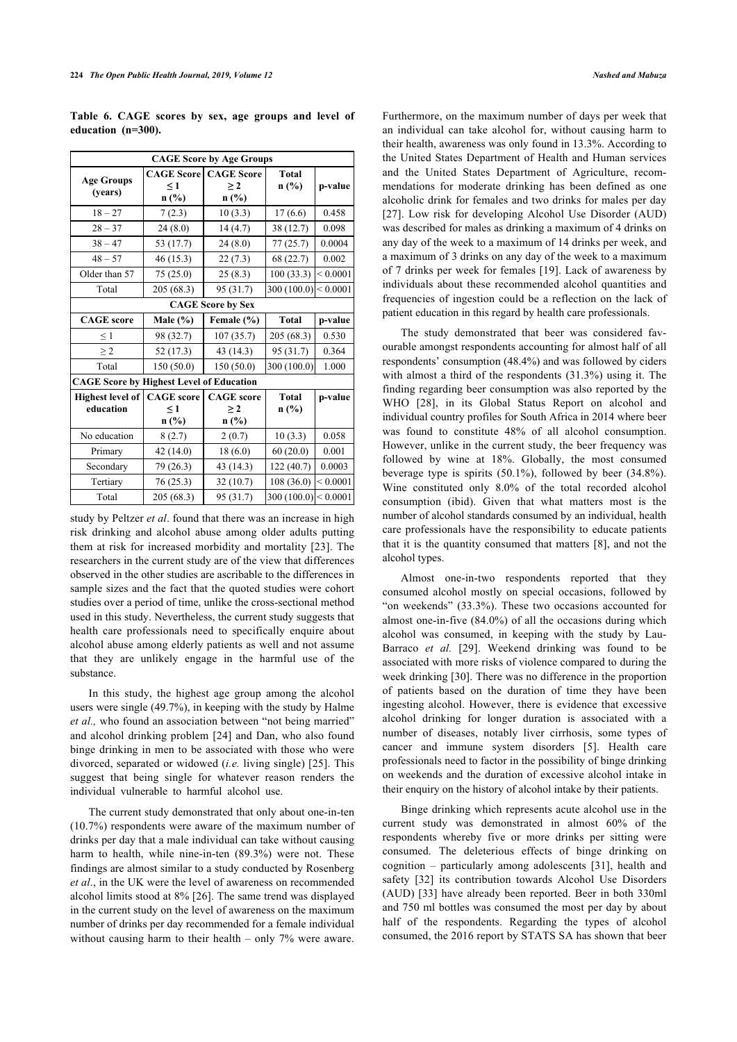**Table 6. CAGE scores by sex, age groups and level of education (n=300).**

| CAGE Score by Age Groups | | | | |
|---|---|---|---|---|
| Age Groups (years) | CAGE Score ≤ 1 n (%) | CAGE Score ≥ 2 n (%) | Total n (%) | p-value |
| 18 – 27 | 7 (2.3) | 10 (3.3) | 17 (6.6) | 0.458 |
| 28 – 37 | 24 (8.0) | 14 (4.7) | 38 (12.7) | 0.098 |
| 38 – 47 | 53 (17.7) | 24 (8.0) | 77 (25.7) | 0.0004 |
| 48 – 57 | 46 (15.3) | 22 (7.3) | 68 (22.7) | 0.002 |
| Older than 57 | 75 (25.0) | 25 (8.3) | 100 (33.3) | < 0.0001 |
| Total | 205 (68.3) | 95 (31.7) | 300 (100.0) | < 0.0001 |
| **CAGE Score by Sex** | | | | |
| CAGE score | Male (%) | Female (%) | Total | p-value |
| ≤ 1 | 98 (32.7) | 107 (35.7) | 205 (68.3) | 0.530 |
| ≥ 2 | 52 (17.3) | 43 (14.3) | 95 (31.7) | 0.364 |
| Total | 150 (50.0) | 150 (50.0) | 300 (100.0) | 1.000 |
| **CAGE Score by Highest Level of Education** | | | | |
| Highest level of education | CAGE score ≤ 1 n (%) | CAGE score ≥ 2 n (%) | Total n (%) | p-value |
| No education | 8 (2.7) | 2 (0.7) | 10 (3.3) | 0.058 |
| Primary | 42 (14.0) | 18 (6.0) | 60 (20.0) | 0.001 |
| Secondary | 79 (26.3) | 43 (14.3) | 122 (40.7) | 0.0003 |
| Tertiary | 76 (25.3) | 32 (10.7) | 108 (36.0) | < 0.0001 |
| Total | 205 (68.3) | 95 (31.7) | 300 (100.0) | < 0.0001 |

study by Peltzer *et al*. found that there was an increase in high risk drinking and alcohol abuse among older adults putting them at risk for increased morbidity and mortality [23]. The researchers in the current study are of the view that differences observed in the other studies are ascribable to the differences in sample sizes and the fact that the quoted studies were cohort studies over a period of time, unlike the cross-sectional method used in this study. Nevertheless, the current study suggests that health care professionals need to specifically enquire about alcohol abuse among elderly patients as well and not assume that they are unlikely engage in the harmful use of the substance.

In this study, the highest age group among the alcohol users were single (49.7%), in keeping with the study by Halme *et al.,* who found an association between "not being married" and alcohol drinking problem [24] and Dan, who also found binge drinking in men to be associated with those who were divorced, separated or widowed (*i.e.* living single) [25]. This suggest that being single for whatever reason renders the individual vulnerable to harmful alcohol use.

The current study demonstrated that only about one-in-ten (10.7%) respondents were aware of the maximum number of drinks per day that a male individual can take without causing harm to health, while nine-in-ten (89.3%) were not. These findings are almost similar to a study conducted by Rosenberg *et al*., in the UK were the level of awareness on recommended alcohol limits stood at 8% [26]. The same trend was displayed in the current study on the level of awareness on the maximum number of drinks per day recommended for a female individual without causing harm to their health – only 7% were aware. Furthermore, on the maximum number of days per week that an individual can take alcohol for, without causing harm to their health, awareness was only found in 13.3%. According to the United States Department of Health and Human services and the United States Department of Agriculture, recommendations for moderate drinking has been defined as one alcoholic drink for females and two drinks for males per day [27]. Low risk for developing Alcohol Use Disorder (AUD) was described for males as drinking a maximum of 4 drinks on any day of the week to a maximum of 14 drinks per week, and a maximum of 3 drinks on any day of the week to a maximum of 7 drinks per week for females [19]. Lack of awareness by individuals about these recommended alcohol quantities and frequencies of ingestion could be a reflection on the lack of patient education in this regard by health care professionals.

The study demonstrated that beer was considered favourable amongst respondents accounting for almost half of all respondents' consumption (48.4%) and was followed by ciders with almost a third of the respondents (31.3%) using it. The finding regarding beer consumption was also reported by the WHO [28], in its Global Status Report on alcohol and individual country profiles for South Africa in 2014 where beer was found to constitute 48% of all alcohol consumption. However, unlike in the current study, the beer frequency was followed by wine at 18%. Globally, the most consumed beverage type is spirits (50.1%), followed by beer (34.8%). Wine constituted only 8.0% of the total recorded alcohol consumption (ibid). Given that what matters most is the number of alcohol standards consumed by an individual, health care professionals have the responsibility to educate patients that it is the quantity consumed that matters [8], and not the alcohol types.

Almost one-in-two respondents reported that they consumed alcohol mostly on special occasions, followed by "on weekends" (33.3%). These two occasions accounted for almost one-in-five (84.0%) of all the occasions during which alcohol was consumed, in keeping with the study by Lau-Barraco *et al.* [29]. Weekend drinking was found to be associated with more risks of violence compared to during the week drinking [30]. There was no difference in the proportion of patients based on the duration of time they have been ingesting alcohol. However, there is evidence that excessive alcohol drinking for longer duration is associated with a number of diseases, notably liver cirrhosis, some types of cancer and immune system disorders [5]. Health care professionals need to factor in the possibility of binge drinking on weekends and the duration of excessive alcohol intake in their enquiry on the history of alcohol intake by their patients.

Binge drinking which represents acute alcohol use in the current study was demonstrated in almost 60% of the respondents whereby five or more drinks per sitting were consumed. The deleterious effects of binge drinking on cognition – particularly among adolescents [31], health and safety [32] its contribution towards Alcohol Use Disorders (AUD) [33] have already been reported. Beer in both 330ml and 750 ml bottles was consumed the most per day by about half of the respondents. Regarding the types of alcohol consumed, the 2016 report by STATS SA has shown that beer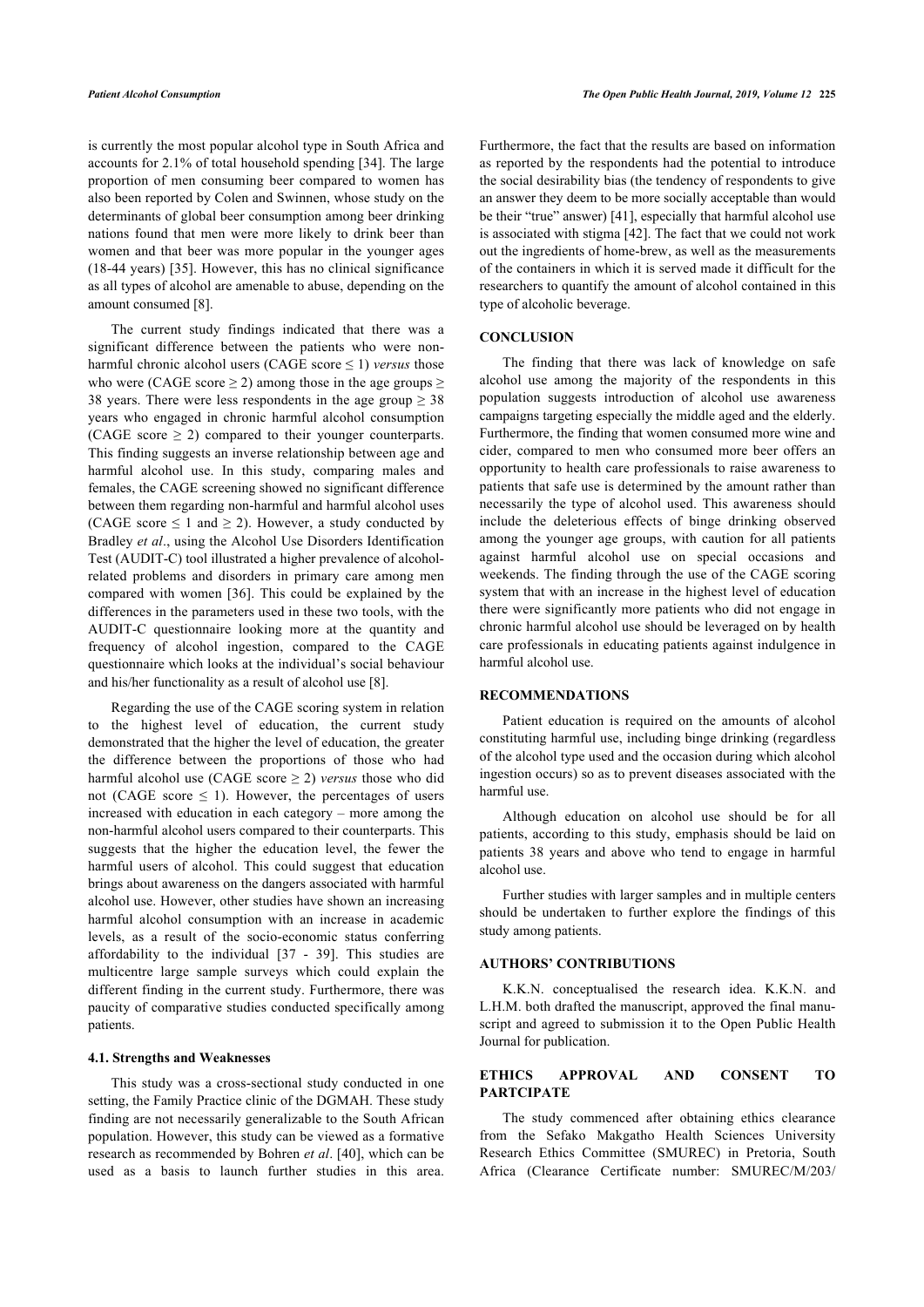is currently the most popular alcohol type in South Africa and accounts for 2.1% of total household spending [34]. The large proportion of men consuming beer compared to women has also been reported by Colen and Swinnen, whose study on the determinants of global beer consumption among beer drinking nations found that men were more likely to drink beer than women and that beer was more popular in the younger ages (18-44 years) [35]. However, this has no clinical significance as all types of alcohol are amenable to abuse, depending on the amount consumed [8].

The current study findings indicated that there was a significant difference between the patients who were non-harmful chronic alcohol users (CAGE score $\leq 1$) *versus* those who were (CAGE score $\geq 2$) among those in the age groups $\geq$ 38 years. There were less respondents in the age group $\geq 38$ years who engaged in chronic harmful alcohol consumption (CAGE score $\geq 2$) compared to their younger counterparts. This finding suggests an inverse relationship between age and harmful alcohol use. In this study, comparing males and females, the CAGE screening showed no significant difference between them regarding non-harmful and harmful alcohol uses (CAGE score $\leq 1$ and $\geq 2$). However, a study conducted by Bradley *et al*., using the Alcohol Use Disorders Identification Test (AUDIT-C) tool illustrated a higher prevalence of alcohol-related problems and disorders in primary care among men compared with women [36]. This could be explained by the differences in the parameters used in these two tools, with the AUDIT-C questionnaire looking more at the quantity and frequency of alcohol ingestion, compared to the CAGE questionnaire which looks at the individual's social behaviour and his/her functionality as a result of alcohol use [8].

Regarding the use of the CAGE scoring system in relation to the highest level of education, the current study demonstrated that the higher the level of education, the greater the difference between the proportions of those who had harmful alcohol use (CAGE score $\geq 2$) *versus* those who did not (CAGE score $\leq 1$). However, the percentages of users increased with education in each category – more among the non-harmful alcohol users compared to their counterparts. This suggests that the higher the education level, the fewer the harmful users of alcohol. This could suggest that education brings about awareness on the dangers associated with harmful alcohol use. However, other studies have shown an increasing harmful alcohol consumption with an increase in academic levels, as a result of the socio-economic status conferring affordability to the individual [37 - 39]. This studies are multicentre large sample surveys which could explain the different finding in the current study. Furthermore, there was paucity of comparative studies conducted specifically among patients.

### 4.1. Strengths and Weaknesses

This study was a cross-sectional study conducted in one setting, the Family Practice clinic of the DGMAH. These study finding are not necessarily generalizable to the South African population. However, this study can be viewed as a formative research as recommended by Bohren *et al*. [40], which can be used as a basis to launch further studies in this area. Furthermore, the fact that the results are based on information as reported by the respondents had the potential to introduce the social desirability bias (the tendency of respondents to give an answer they deem to be more socially acceptable than would be their "true" answer) [41], especially that harmful alcohol use is associated with stigma [42]. The fact that we could not work out the ingredients of home-brew, as well as the measurements of the containers in which it is served made it difficult for the researchers to quantify the amount of alcohol contained in this type of alcoholic beverage.

## CONCLUSION

The finding that there was lack of knowledge on safe alcohol use among the majority of the respondents in this population suggests introduction of alcohol use awareness campaigns targeting especially the middle aged and the elderly. Furthermore, the finding that women consumed more wine and cider, compared to men who consumed more beer offers an opportunity to health care professionals to raise awareness to patients that safe use is determined by the amount rather than necessarily the type of alcohol used. This awareness should include the deleterious effects of binge drinking observed among the younger age groups, with caution for all patients against harmful alcohol use on special occasions and weekends. The finding through the use of the CAGE scoring system that with an increase in the highest level of education there were significantly more patients who did not engage in chronic harmful alcohol use should be leveraged on by health care professionals in educating patients against indulgence in harmful alcohol use.

## RECOMMENDATIONS

Patient education is required on the amounts of alcohol constituting harmful use, including binge drinking (regardless of the alcohol type used and the occasion during which alcohol ingestion occurs) so as to prevent diseases associated with the harmful use.

Although education on alcohol use should be for all patients, according to this study, emphasis should be laid on patients 38 years and above who tend to engage in harmful alcohol use.

Further studies with larger samples and in multiple centers should be undertaken to further explore the findings of this study among patients.

## AUTHORS' CONTRIBUTIONS

K.K.N. conceptualised the research idea. K.K.N. and L.H.M. both drafted the manuscript, approved the final manuscript and agreed to submission it to the Open Public Health Journal for publication.

## ETHICS APPROVAL AND CONSENT TO PARTCIPATE

The study commenced after obtaining ethics clearance from the Sefako Makgatho Health Sciences University Research Ethics Committee (SMUREC) in Pretoria, South Africa (Clearance Certificate number: SMUREC/M/203/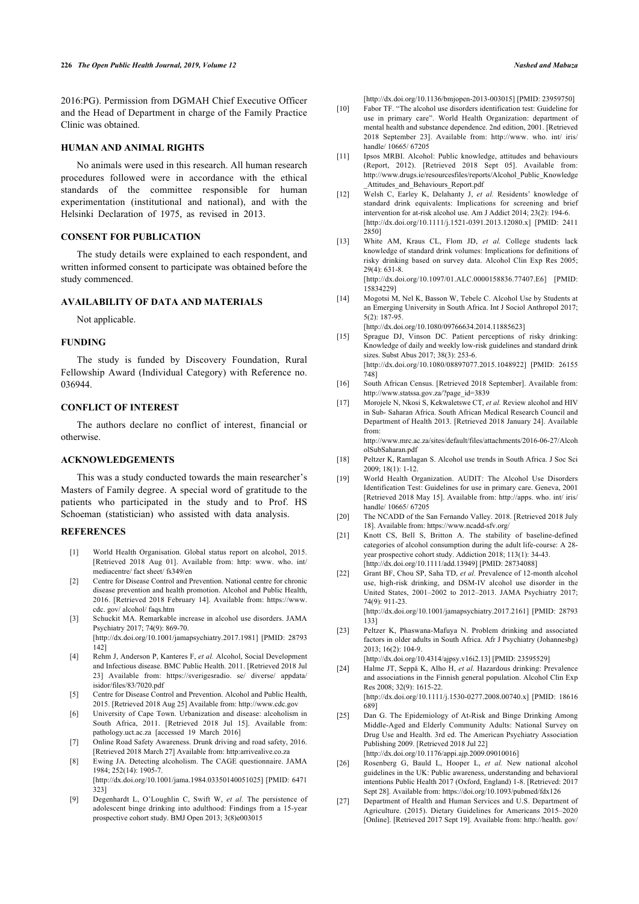2016:PG). Permission from DGMAH Chief Executive Officer and the Head of Department in charge of the Family Practice Clinic was obtained.

## HUMAN AND ANIMAL RIGHTS

No animals were used in this research. All human research procedures followed were in accordance with the ethical standards of the committee responsible for human experimentation (institutional and national), and with the Helsinki Declaration of 1975, as revised in 2013.

## CONSENT FOR PUBLICATION

The study details were explained to each respondent, and written informed consent to participate was obtained before the study commenced.

## AVAILABILITY OF DATA AND MATERIALS

Not applicable.

## FUNDING

The study is funded by Discovery Foundation, Rural Fellowship Award (Individual Category) with Reference no. 036944.

## CONFLICT OF INTEREST

The authors declare no conflict of interest, financial or otherwise.

## ACKNOWLEDGEMENTS

This was a study conducted towards the main researcher's Masters of Family degree. A special word of gratitude to the patients who participated in the study and to Prof. HS Schoeman (statistician) who assisted with data analysis.

## REFERENCES

[1] World Health Organisation. Global status report on alcohol, 2015. [Retrieved 2018 Aug 01]. Available from: http: www. who. int/ mediacentre/ fact sheet/ fs349/en

[2] Centre for Disease Control and Prevention. National centre for chronic disease prevention and health promotion. Alcohol and Public Health, 2016. [Retrieved 2018 February 14]. Available from: https://www. cdc. gov/ alcohol/ faqs.htm

[3] Schuckit MA. Remarkable increase in alcohol use disorders. JAMA Psychiatry 2017; 74(9): 869-70. [http://dx.doi.org/10.1001/jamapsychiatry.2017.1981] [PMID: 28793142]

[4] Rehm J, Anderson P, Kanteres F, *et al.* Alcohol, Social Development and Infectious disease. BMC Public Health. 2011. [Retrieved 2018 Jul 23] Available from: https://sverigesradio. se/ diverse/ appdata/ isidor/files/83/7020.pdf

[5] Centre for Disease Control and Prevention. Alcohol and Public Health, 2015. [Retrieved 2018 Aug 25] Available from: http://www.cdc.gov

[6] University of Cape Town. Urbanization and disease: alcoholism in South Africa, 2011. [Retrieved 2018 Jul 15]. Available from: pathology.uct.ac.za [accessed 19 March 2016]

[7] Online Road Safety Awareness. Drunk driving and road safety, 2016. [Retrieved 2018 March 27] Available from: http:arrivealive.co.za

[8] Ewing JA. Detecting alcoholism. The CAGE questionnaire. JAMA 1984; 252(14): 1905-7. [http://dx.doi.org/10.1001/jama.1984.03350140051025] [PMID: 6471323]

[9] Degenhardt L, O'Loughlin C, Swift W, *et al.* The persistence of adolescent binge drinking into adulthood: Findings from a 15-year prospective cohort study. BMJ Open 2013; 3(8)e003015 [http://dx.doi.org/10.1136/bmjopen-2013-003015] [PMID: 23959750]

[10] Fabor TF. "The alcohol use disorders identification test: Guideline for use in primary care". World Health Organization: department of mental health and substance dependence. 2nd edition, 2001. [Retrieved 2018 September 23]. Available from: http://www. who. int/ iris/ handle/ 10665/ 67205

[11] Ipsos MRBI. Alcohol: Public knowledge, attitudes and behaviours (Report, 2012). [Retrieved 2018 Sept 05]. Available from: http://www.drugs.ie/resourcesfiles/reports/Alcohol_Public_Knowledge_Attitudes_and_Behaviours_Report.pdf

[12] Welsh C, Earley K, Delahanty J, *et al.* Residents' knowledge of standard drink equivalents: Implications for screening and brief intervention for at-risk alcohol use. Am J Addict 2014; 23(2): 194-6. [http://dx.doi.org/10.1111/j.1521-0391.2013.12080.x] [PMID: 24112850]

[13] White AM, Kraus CL, Flom JD, *et al.* College students lack knowledge of standard drink volumes: Implications for definitions of risky drinking based on survey data. Alcohol Clin Exp Res 2005; 29(4): 631-8. [http://dx.doi.org/10.1097/01.ALC.0000158836.77407.E6] [PMID: 15834229]

[14] Mogotsi M, Nel K, Basson W, Tebele C. Alcohol Use by Students at an Emerging University in South Africa. Int J Sociol Anthropol 2017; 5(2): 187-95. [http://dx.doi.org/10.1080/09766634.2014.11885623]

[15] Sprague DJ, Vinson DC. Patient perceptions of risky drinking: Knowledge of daily and weekly low-risk guidelines and standard drink sizes. Subst Abus 2017; 38(3): 253-6. [http://dx.doi.org/10.1080/08897077.2015.1048922] [PMID: 26155748]

[16] South African Census. [Retrieved 2018 September]. Available from: http://www.statssa.gov.za/?page_id=3839

[17] Morojele N, Nkosi S, Kekwaletswe CT, *et al.* Review alcohol and HIV in Sub- Saharan Africa. South African Medical Research Council and Department of Health 2013. [Retrieved 2018 January 24]. Available from: http://www.mrc.ac.za/sites/default/files/attachments/2016-06-27/AlcoholSubSaharan.pdf

[18] Peltzer K, Ramlagan S. Alcohol use trends in South Africa. J Soc Sci 2009; 18(1): 1-12.

[19] World Health Organization. AUDIT: The Alcohol Use Disorders Identification Test: Guidelines for use in primary care. Geneva, 2001 [Retrieved 2018 May 15]. Available from: http://apps. who. int/ iris/ handle/ 10665/ 67205

[20] The NCADD of the San Fernando Valley. 2018. [Retrieved 2018 July 18]. Available from: https://www.ncadd-sfv.org/

[21] Knott CS, Bell S, Britton A. The stability of baseline-defined categories of alcohol consumption during the adult life-course: A 28-year prospective cohort study. Addiction 2018; 113(1): 34-43. [http://dx.doi.org/10.1111/add.13949] [PMID: 28734088]

[22] Grant BF, Chou SP, Saha TD, *et al.* Prevalence of 12-month alcohol use, high-risk drinking, and DSM-IV alcohol use disorder in the United States, 2001–2002 to 2012–2013. JAMA Psychiatry 2017; 74(9): 911-23. [http://dx.doi.org/10.1001/jamapsychiatry.2017.2161] [PMID: 28793133]

[23] Peltzer K, Phaswana-Mafuya N. Problem drinking and associated factors in older adults in South Africa. Afr J Psychiatry (Johannesbg) 2013; 16(2): 104-9. [http://dx.doi.org/10.4314/ajpsy.v16i2.13] [PMID: 23595529]

[24] Halme JT, Seppä K, Alho H, *et al.* Hazardous drinking: Prevalence and associations in the Finnish general population. Alcohol Clin Exp Res 2008; 32(9): 1615-22. [http://dx.doi.org/10.1111/j.1530-0277.2008.00740.x] [PMID: 18616689]

[25] Dan G. The Epidemiology of At-Risk and Binge Drinking Among Middle-Aged and Elderly Community Adults: National Survey on Drug Use and Health. 3rd ed. The American Psychiatry Association Publishing 2009. [Retrieved 2018 Jul 22] [http://dx.doi.org/10.1176/appi.ajp.2009.09010016]

[26] Rosenberg G, Bauld L, Hooper L, *et al.* New national alcohol guidelines in the UK: Public awareness, understanding and behavioral intentions Public Health 2017 (Oxford, England) 1-8. [Retrieved: 2017 Sept 28]. Available from: https://doi.org/10.1093/pubmed/fdx126

[27] Department of Health and Human Services and U.S. Department of Agriculture. (2015). Dietary Guidelines for Americans 2015–2020 [Online]. [Retrieved 2017 Sept 19]. Available from: http://health. gov/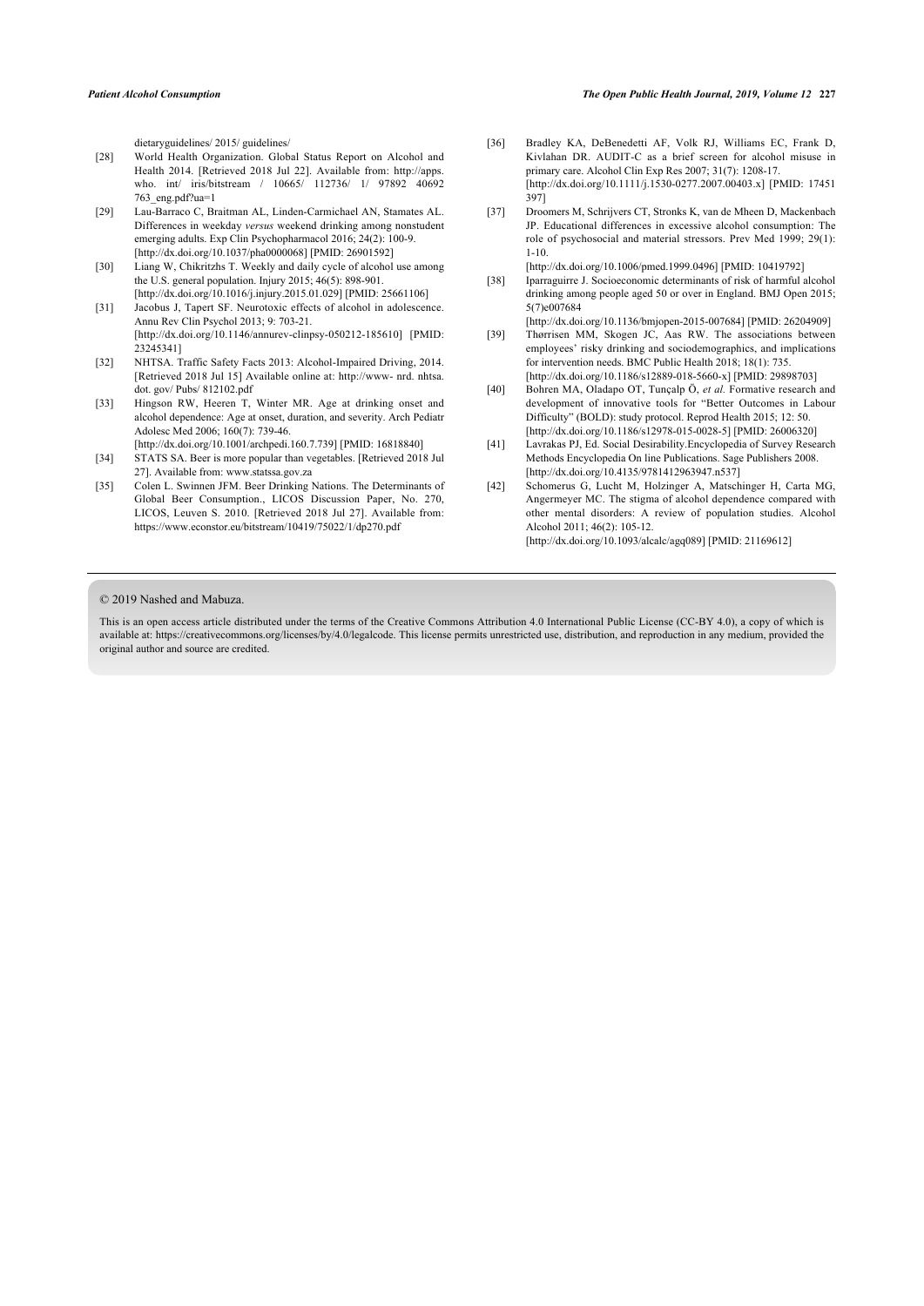dietaryguidelines/ 2015/ guidelines/

[28] World Health Organization. Global Status Report on Alcohol and Health 2014. [Retrieved 2018 Jul 22]. Available from: http://apps. who. int/ iris/bitstream / 10665/ 112736/ 1/ 97892 40692 763_eng.pdf?ua=1

[29] Lau-Barraco C, Braitman AL, Linden-Carmichael AN, Stamates AL. Differences in weekday *versus* weekend drinking among nonstudent emerging adults. Exp Clin Psychopharmacol 2016; 24(2): 100-9. [http://dx.doi.org/10.1037/pha0000068] [PMID: 26901592]

[30] Liang W, Chikritzhs T. Weekly and daily cycle of alcohol use among the U.S. general population. Injury 2015; 46(5): 898-901. [http://dx.doi.org/10.1016/j.injury.2015.01.029] [PMID: 25661106]

[31] Jacobus J, Tapert SF. Neurotoxic effects of alcohol in adolescence. Annu Rev Clin Psychol 2013; 9: 703-21. [http://dx.doi.org/10.1146/annurev-clinpsy-050212-185610] [PMID: 23245341]

[32] NHTSA. Traffic Safety Facts 2013: Alcohol-Impaired Driving, 2014. [Retrieved 2018 Jul 15] Available online at: http://www- nrd. nhtsa. dot. gov/ Pubs/ 812102.pdf

[33] Hingson RW, Heeren T, Winter MR. Age at drinking onset and alcohol dependence: Age at onset, duration, and severity. Arch Pediatr Adolesc Med 2006; 160(7): 739-46. [http://dx.doi.org/10.1001/archpedi.160.7.739] [PMID: 16818840]

[34] STATS SA. Beer is more popular than vegetables. [Retrieved 2018 Jul 27]. Available from: www.statssa.gov.za

[35] Colen L. Swinnen JFM. Beer Drinking Nations. The Determinants of Global Beer Consumption., LICOS Discussion Paper, No. 270, LICOS, Leuven S. 2010. [Retrieved 2018 Jul 27]. Available from: https://www.econstor.eu/bitstream/10419/75022/1/dp270.pdf

[36] Bradley KA, DeBenedetti AF, Volk RJ, Williams EC, Frank D, Kivlahan DR. AUDIT-C as a brief screen for alcohol misuse in primary care. Alcohol Clin Exp Res 2007; 31(7): 1208-17. [http://dx.doi.org/10.1111/j.1530-0277.2007.00403.x] [PMID: 17451397]

[37] Droomers M, Schrijvers CT, Stronks K, van de Mheen D, Mackenbach JP. Educational differences in excessive alcohol consumption: The role of psychosocial and material stressors. Prev Med 1999; 29(1): 1-10. [http://dx.doi.org/10.1006/pmed.1999.0496] [PMID: 10419792]

[38] Iparraguirre J. Socioeconomic determinants of risk of harmful alcohol drinking among people aged 50 or over in England. BMJ Open 2015; 5(7)e007684 [http://dx.doi.org/10.1136/bmjopen-2015-007684] [PMID: 26204909]

[39] Thørrisen MM, Skogen JC, Aas RW. The associations between employees' risky drinking and sociodemographics, and implications for intervention needs. BMC Public Health 2018; 18(1): 735. [http://dx.doi.org/10.1186/s12889-018-5660-x] [PMID: 29898703]

[40] Bohren MA, Oladapo OT, Tunçalp Ö, *et al.* Formative research and development of innovative tools for "Better Outcomes in Labour Difficulty" (BOLD): study protocol. Reprod Health 2015; 12: 50. [http://dx.doi.org/10.1186/s12978-015-0028-5] [PMID: 26006320]

[41] Lavrakas PJ, Ed. Social Desirability.Encyclopedia of Survey Research Methods Encyclopedia On line Publications. Sage Publishers 2008. [http://dx.doi.org/10.4135/9781412963947.n537]

[42] Schomerus G, Lucht M, Holzinger A, Matschinger H, Carta MG, Angermeyer MC. The stigma of alcohol dependence compared with other mental disorders: A review of population studies. Alcohol Alcohol 2011; 46(2): 105-12. [http://dx.doi.org/10.1093/alcalc/agq089] [PMID: 21169612]

© 2019 Nashed and Mabuza.

This is an open access article distributed under the terms of the Creative Commons Attribution 4.0 International Public License (CC-BY 4.0), a copy of which is available at: https://creativecommons.org/licenses/by/4.0/legalcode. This license permits unrestricted use, distribution, and reproduction in any medium, provided the original author and source are credited.